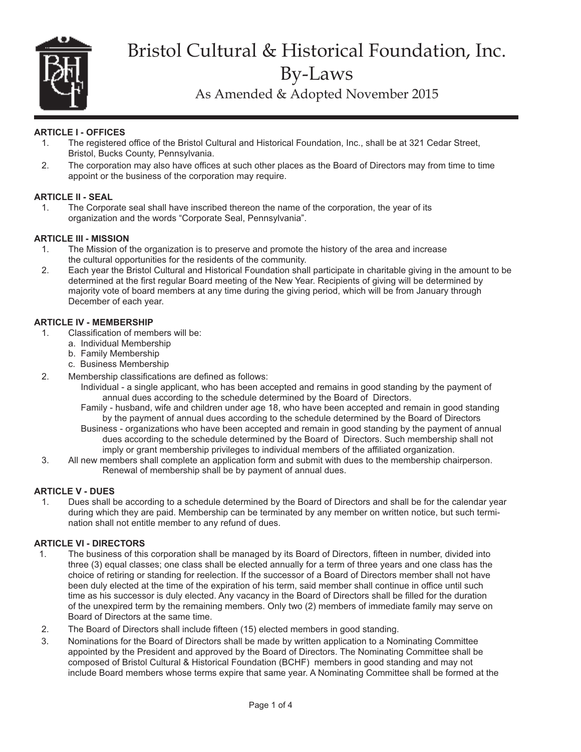# Bristol Cultural & Historical Foundation, Inc.
# By-Laws
## As Amended & Adopted November 2015

**ARTICLE I - OFFICES**

1. The registered office of the Bristol Cultural and Historical Foundation, Inc., shall be at 321 Cedar Street, Bristol, Bucks County, Pennsylvania.
2. The corporation may also have offices at such other places as the Board of Directors may from time to time appoint or the business of the corporation may require.

**ARTICLE II - SEAL**

1. The Corporate seal shall have inscribed thereon the name of the corporation, the year of its organization and the words "Corporate Seal, Pennsylvania".

**ARTICLE III - MISSION**

1. The Mission of the organization is to preserve and promote the history of the area and increase the cultural opportunities for the residents of the community.
2. Each year the Bristol Cultural and Historical Foundation shall participate in charitable giving in the amount to be determined at the first regular Board meeting of the New Year. Recipients of giving will be determined by majority vote of board members at any time during the giving period, which will be from January through December of each year.

**ARTICLE IV - MEMBERSHIP**

1. Classification of members will be:
   a. Individual Membership
   b. Family Membership
   c. Business Membership
2. Membership classifications are defined as follows:
   Individual - a single applicant, who has been accepted and remains in good standing by the payment of annual dues according to the schedule determined by the Board of Directors.
   Family - husband, wife and children under age 18, who have been accepted and remain in good standing by the payment of annual dues according to the schedule determined by the Board of Directors
   Business - organizations who have been accepted and remain in good standing by the payment of annual dues according to the schedule determined by the Board of Directors. Such membership shall not imply or grant membership privileges to individual members of the affiliated organization.
3. All new members shall complete an application form and submit with dues to the membership chairperson. Renewal of membership shall be by payment of annual dues.

**ARTICLE V - DUES**

1. Dues shall be according to a schedule determined by the Board of Directors and shall be for the calendar year during which they are paid. Membership can be terminated by any member on written notice, but such termination shall not entitle member to any refund of dues.

**ARTICLE VI - DIRECTORS**

1. The business of this corporation shall be managed by its Board of Directors, fifteen in number, divided into three (3) equal classes; one class shall be elected annually for a term of three years and one class has the choice of retiring or standing for reelection. If the successor of a Board of Directors member shall not have been duly elected at the time of the expiration of his term, said member shall continue in office until such time as his successor is duly elected. Any vacancy in the Board of Directors shall be filled for the duration of the unexpired term by the remaining members. Only two (2) members of immediate family may serve on Board of Directors at the same time.
2. The Board of Directors shall include fifteen (15) elected members in good standing.
3. Nominations for the Board of Directors shall be made by written application to a Nominating Committee appointed by the President and approved by the Board of Directors. The Nominating Committee shall be composed of Bristol Cultural & Historical Foundation (BCHF) members in good standing and may not include Board members whose terms expire that same year. A Nominating Committee shall be formed at the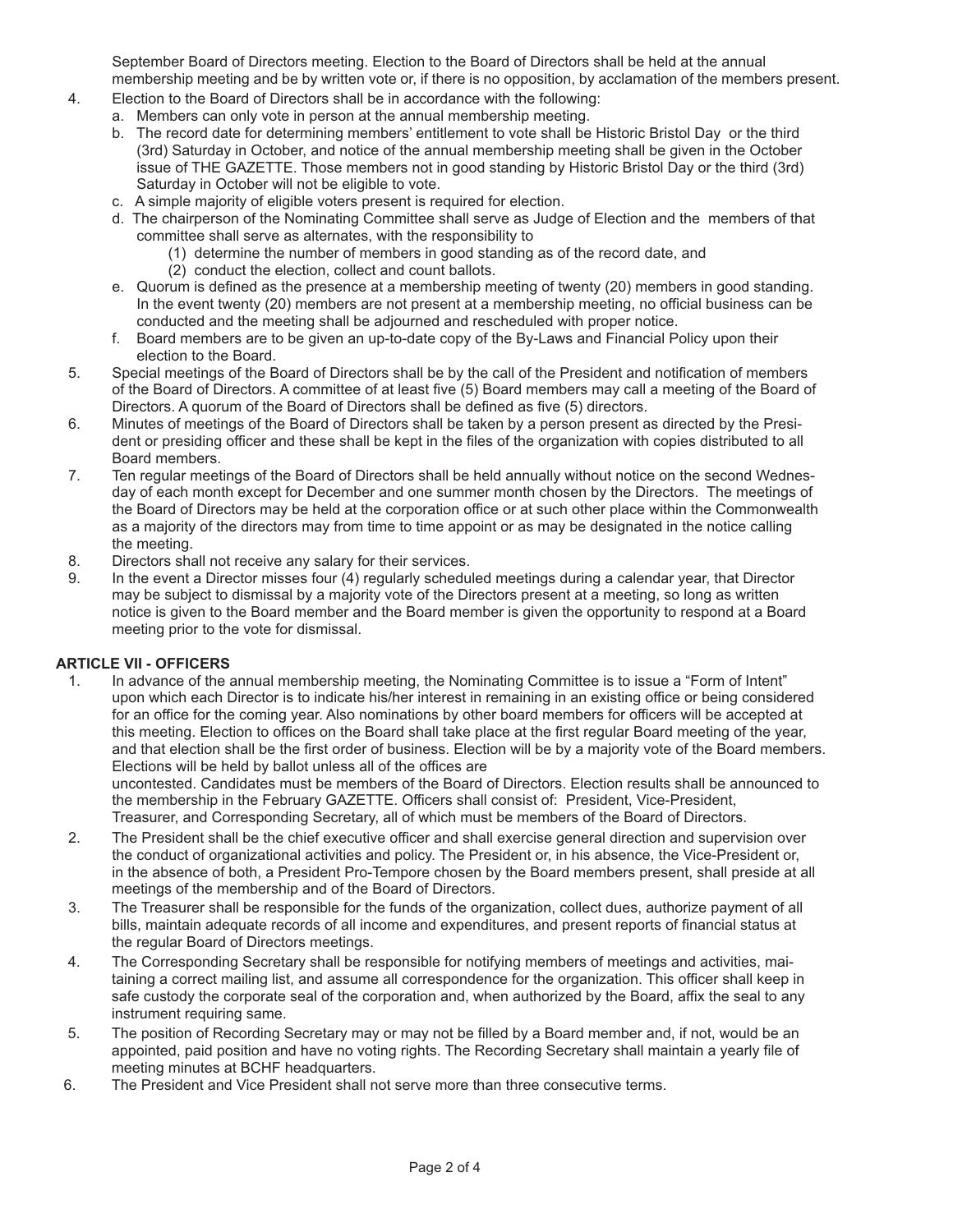September Board of Directors meeting. Election to the Board of Directors shall be held at the annual membership meeting and be by written vote or, if there is no opposition, by acclamation of the members present.

4. Election to the Board of Directors shall be in accordance with the following:
   a. Members can only vote in person at the annual membership meeting.
   b. The record date for determining members' entitlement to vote shall be Historic Bristol Day or the third (3rd) Saturday in October, and notice of the annual membership meeting shall be given in the October issue of THE GAZETTE. Those members not in good standing by Historic Bristol Day or the third (3rd) Saturday in October will not be eligible to vote.
   c. A simple majority of eligible voters present is required for election.
   d. The chairperson of the Nominating Committee shall serve as Judge of Election and the members of that committee shall serve as alternates, with the responsibility to
      (1) determine the number of members in good standing as of the record date, and
      (2) conduct the election, collect and count ballots.
   e. Quorum is defined as the presence at a membership meeting of twenty (20) members in good standing. In the event twenty (20) members are not present at a membership meeting, no official business can be conducted and the meeting shall be adjourned and rescheduled with proper notice.
   f. Board members are to be given an up-to-date copy of the By-Laws and Financial Policy upon their election to the Board.
5. Special meetings of the Board of Directors shall be by the call of the President and notification of members of the Board of Directors. A committee of at least five (5) Board members may call a meeting of the Board of Directors. A quorum of the Board of Directors shall be defined as five (5) directors.
6. Minutes of meetings of the Board of Directors shall be taken by a person present as directed by the President or presiding officer and these shall be kept in the files of the organization with copies distributed to all Board members.
7. Ten regular meetings of the Board of Directors shall be held annually without notice on the second Wednesday of each month except for December and one summer month chosen by the Directors. The meetings of the Board of Directors may be held at the corporation office or at such other place within the Commonwealth as a majority of the directors may from time to time appoint or as may be designated in the notice calling the meeting.
8. Directors shall not receive any salary for their services.
9. In the event a Director misses four (4) regularly scheduled meetings during a calendar year, that Director may be subject to dismissal by a majority vote of the Directors present at a meeting, so long as written notice is given to the Board member and the Board member is given the opportunity to respond at a Board meeting prior to the vote for dismissal.

**ARTICLE VII - OFFICERS**

1. In advance of the annual membership meeting, the Nominating Committee is to issue a "Form of Intent" upon which each Director is to indicate his/her interest in remaining in an existing office or being considered for an office for the coming year. Also nominations by other board members for officers will be accepted at this meeting. Election to offices on the Board shall take place at the first regular Board meeting of the year, and that election shall be the first order of business. Election will be by a majority vote of the Board members. Elections will be held by ballot unless all of the offices are uncontested. Candidates must be members of the Board of Directors. Election results shall be announced to the membership in the February GAZETTE. Officers shall consist of: President, Vice-President, Treasurer, and Corresponding Secretary, all of which must be members of the Board of Directors.
2. The President shall be the chief executive officer and shall exercise general direction and supervision over the conduct of organizational activities and policy. The President or, in his absence, the Vice-President or, in the absence of both, a President Pro-Tempore chosen by the Board members present, shall preside at all meetings of the membership and of the Board of Directors.
3. The Treasurer shall be responsible for the funds of the organization, collect dues, authorize payment of all bills, maintain adequate records of all income and expenditures, and present reports of financial status at the regular Board of Directors meetings.
4. The Corresponding Secretary shall be responsible for notifying members of meetings and activities, maitaining a correct mailing list, and assume all correspondence for the organization. This officer shall keep in safe custody the corporate seal of the corporation and, when authorized by the Board, affix the seal to any instrument requiring same.
5. The position of Recording Secretary may or may not be filled by a Board member and, if not, would be an appointed, paid position and have no voting rights. The Recording Secretary shall maintain a yearly file of meeting minutes at BCHF headquarters.
6. The President and Vice President shall not serve more than three consecutive terms.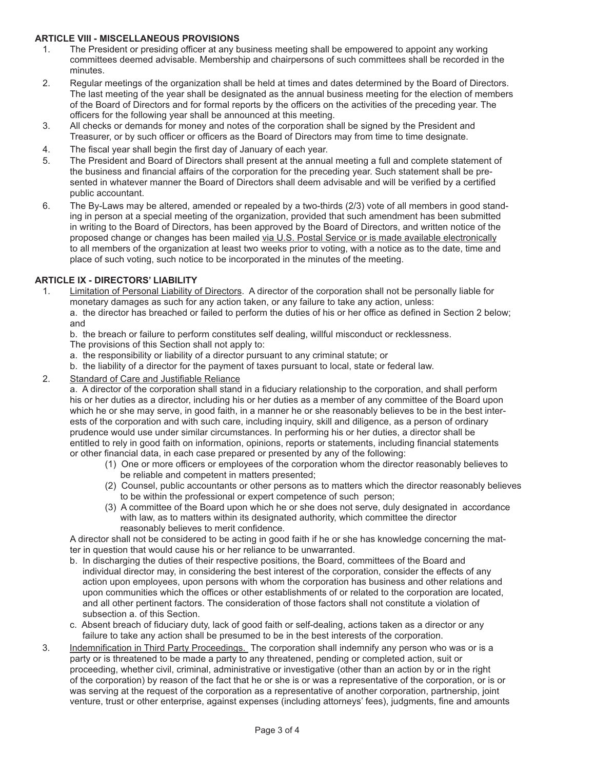**ARTICLE VIII - MISCELLANEOUS PROVISIONS**

1. The President or presiding officer at any business meeting shall be empowered to appoint any working committees deemed advisable. Membership and chairpersons of such committees shall be recorded in the minutes.
2. Regular meetings of the organization shall be held at times and dates determined by the Board of Directors. The last meeting of the year shall be designated as the annual business meeting for the election of members of the Board of Directors and for formal reports by the officers on the activities of the preceding year. The officers for the following year shall be announced at this meeting.
3. All checks or demands for money and notes of the corporation shall be signed by the President and Treasurer, or by such officer or officers as the Board of Directors may from time to time designate.
4. The fiscal year shall begin the first day of January of each year.
5. The President and Board of Directors shall present at the annual meeting a full and complete statement of the business and financial affairs of the corporation for the preceding year. Such statement shall be presented in whatever manner the Board of Directors shall deem advisable and will be verified by a certified public accountant.
6. The By-Laws may be altered, amended or repealed by a two-thirds (2/3) vote of all members in good standing in person at a special meeting of the organization, provided that such amendment has been submitted in writing to the Board of Directors, has been approved by the Board of Directors, and written notice of the proposed change or changes has been mailed <u>via U.S. Postal Service or is made available electronically</u> to all members of the organization at least two weeks prior to voting, with a notice as to the date, time and place of such voting, such notice to be incorporated in the minutes of the meeting.

**ARTICLE IX - DIRECTORS' LIABILITY**

1. <u>Limitation of Personal Liability of Directors</u>. A director of the corporation shall not be personally liable for monetary damages as such for any action taken, or any failure to take any action, unless:

   a. the director has breached or failed to perform the duties of his or her office as defined in Section 2 below; and

   b. the breach or failure to perform constitutes self dealing, willful misconduct or recklessness.

   The provisions of this Section shall not apply to:

   a. the responsibility or liability of a director pursuant to any criminal statute; or

   b. the liability of a director for the payment of taxes pursuant to local, state or federal law.

2. <u>Standard of Care and Justifiable Reliance</u>

   a. A director of the corporation shall stand in a fiduciary relationship to the corporation, and shall perform his or her duties as a director, including his or her duties as a member of any committee of the Board upon which he or she may serve, in good faith, in a manner he or she reasonably believes to be in the best interests of the corporation and with such care, including inquiry, skill and diligence, as a person of ordinary prudence would use under similar circumstances. In performing his or her duties, a director shall be entitled to rely in good faith on information, opinions, reports or statements, including financial statements or other financial data, in each case prepared or presented by any of the following:

      (1) One or more officers or employees of the corporation whom the director reasonably believes to be reliable and competent in matters presented;

      (2) Counsel, public accountants or other persons as to matters which the director reasonably believes to be within the professional or expert competence of such person;

      (3) A committee of the Board upon which he or she does not serve, duly designated in accordance with law, as to matters within its designated authority, which committee the director reasonably believes to merit confidence.

   A director shall not be considered to be acting in good faith if he or she has knowledge concerning the matter in question that would cause his or her reliance to be unwarranted.

   b. In discharging the duties of their respective positions, the Board, committees of the Board and individual director may, in considering the best interest of the corporation, consider the effects of any action upon employees, upon persons with whom the corporation has business and other relations and upon communities which the offices or other establishments of or related to the corporation are located, and all other pertinent factors. The consideration of those factors shall not constitute a violation of subsection a. of this Section.

   c. Absent breach of fiduciary duty, lack of good faith or self-dealing, actions taken as a director or any failure to take any action shall be presumed to be in the best interests of the corporation.

3. <u>Indemnification in Third Party Proceedings.</u> The corporation shall indemnify any person who was or is a party or is threatened to be made a party to any threatened, pending or completed action, suit or proceeding, whether civil, criminal, administrative or investigative (other than an action by or in the right of the corporation) by reason of the fact that he or she is or was a representative of the corporation, or is or was serving at the request of the corporation as a representative of another corporation, partnership, joint venture, trust or other enterprise, against expenses (including attorneys' fees), judgments, fine and amounts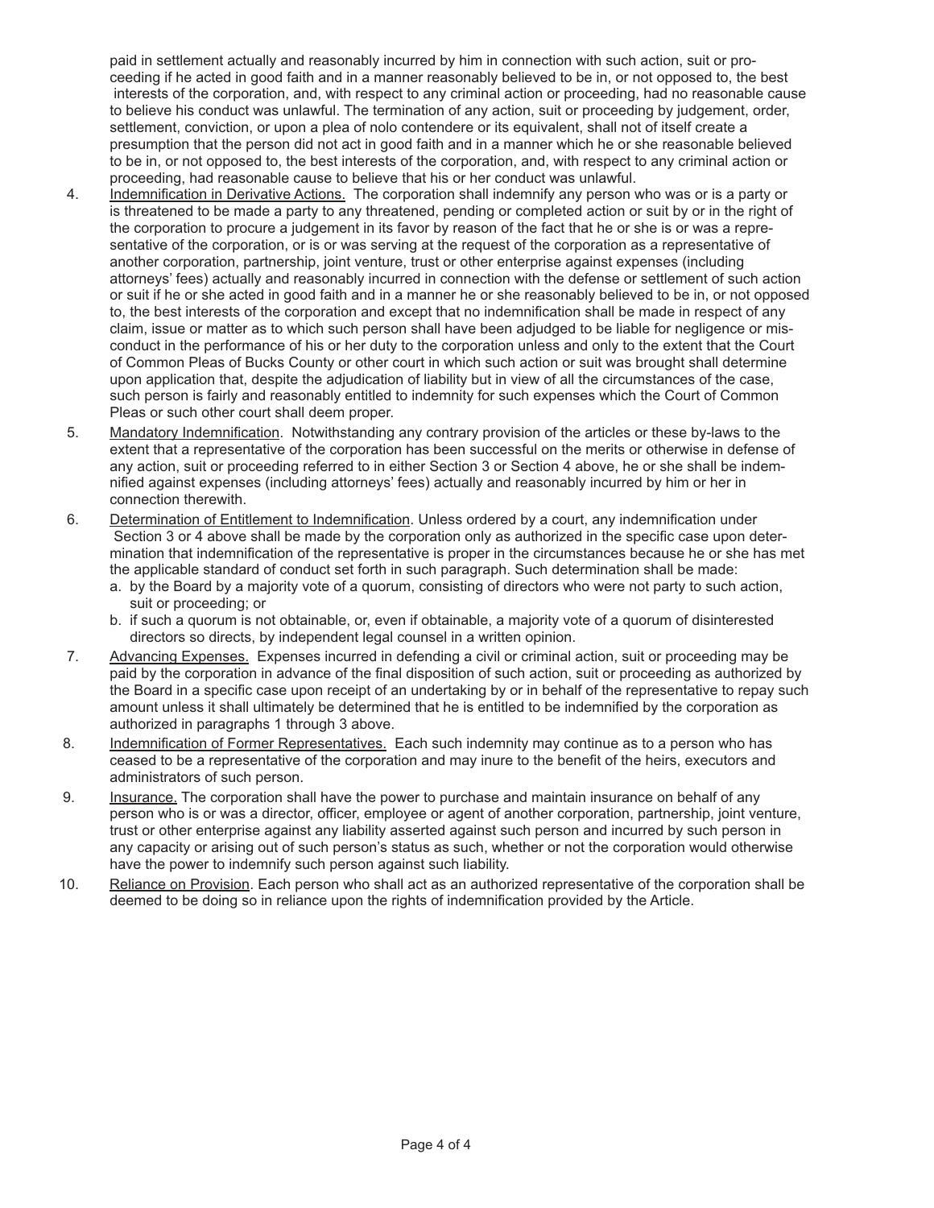paid in settlement actually and reasonably incurred by him in connection with such action, suit or proceeding if he acted in good faith and in a manner reasonably believed to be in, or not opposed to, the best interests of the corporation, and, with respect to any criminal action or proceeding, had no reasonable cause to believe his conduct was unlawful. The termination of any action, suit or proceeding by judgement, order, settlement, conviction, or upon a plea of nolo contendere or its equivalent, shall not of itself create a presumption that the person did not act in good faith and in a manner which he or she reasonable believed to be in, or not opposed to, the best interests of the corporation, and, with respect to any criminal action or proceeding, had reasonable cause to believe that his or her conduct was unlawful.

4. Indemnification in Derivative Actions. The corporation shall indemnify any person who was or is a party or is threatened to be made a party to any threatened, pending or completed action or suit by or in the right of the corporation to procure a judgement in its favor by reason of the fact that he or she is or was a representative of the corporation, or is or was serving at the request of the corporation as a representative of another corporation, partnership, joint venture, trust or other enterprise against expenses (including attorneys' fees) actually and reasonably incurred in connection with the defense or settlement of such action or suit if he or she acted in good faith and in a manner he or she reasonably believed to be in, or not opposed to, the best interests of the corporation and except that no indemnification shall be made in respect of any claim, issue or matter as to which such person shall have been adjudged to be liable for negligence or misconduct in the performance of his or her duty to the corporation unless and only to the extent that the Court of Common Pleas of Bucks County or other court in which such action or suit was brought shall determine upon application that, despite the adjudication of liability but in view of all the circumstances of the case, such person is fairly and reasonably entitled to indemnity for such expenses which the Court of Common Pleas or such other court shall deem proper.

5. Mandatory Indemnification. Notwithstanding any contrary provision of the articles or these by-laws to the extent that a representative of the corporation has been successful on the merits or otherwise in defense of any action, suit or proceeding referred to in either Section 3 or Section 4 above, he or she shall be indemnified against expenses (including attorneys' fees) actually and reasonably incurred by him or her in connection therewith.

6. Determination of Entitlement to Indemnification. Unless ordered by a court, any indemnification under Section 3 or 4 above shall be made by the corporation only as authorized in the specific case upon determination that indemnification of the representative is proper in the circumstances because he or she has met the applicable standard of conduct set forth in such paragraph. Such determination shall be made:
   a. by the Board by a majority vote of a quorum, consisting of directors who were not party to such action, suit or proceeding; or
   b. if such a quorum is not obtainable, or, even if obtainable, a majority vote of a quorum of disinterested directors so directs, by independent legal counsel in a written opinion.

7. Advancing Expenses. Expenses incurred in defending a civil or criminal action, suit or proceeding may be paid by the corporation in advance of the final disposition of such action, suit or proceeding as authorized by the Board in a specific case upon receipt of an undertaking by or in behalf of the representative to repay such amount unless it shall ultimately be determined that he is entitled to be indemnified by the corporation as authorized in paragraphs 1 through 3 above.

8. Indemnification of Former Representatives. Each such indemnity may continue as to a person who has ceased to be a representative of the corporation and may inure to the benefit of the heirs, executors and administrators of such person.

9. Insurance. The corporation shall have the power to purchase and maintain insurance on behalf of any person who is or was a director, officer, employee or agent of another corporation, partnership, joint venture, trust or other enterprise against any liability asserted against such person and incurred by such person in any capacity or arising out of such person's status as such, whether or not the corporation would otherwise have the power to indemnify such person against such liability.

10. Reliance on Provision. Each person who shall act as an authorized representative of the corporation shall be deemed to be doing so in reliance upon the rights of indemnification provided by the Article.